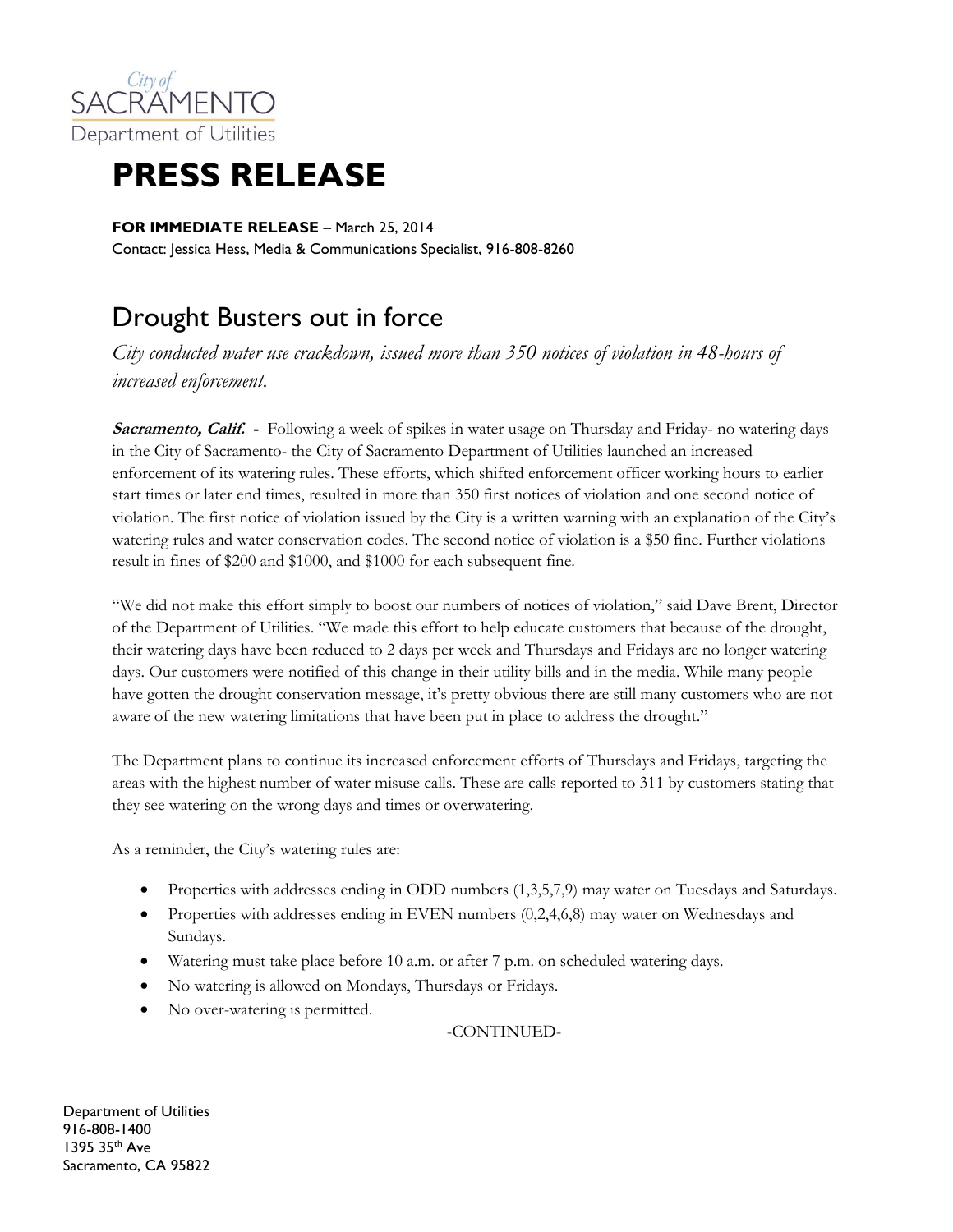City of SACRAMENTO Department of Utilities

# PRESS RELEASE

**FOR IMMEDIATE RELEASE** – March 25, 2014
Contact: Jessica Hess, Media & Communications Specialist, 916-808-8260

## Drought Busters out in force

*City conducted water use crackdown, issued more than 350 notices of violation in 48-hours of increased enforcement.*

***Sacramento, Calif.*** **-** Following a week of spikes in water usage on Thursday and Friday- no watering days in the City of Sacramento- the City of Sacramento Department of Utilities launched an increased enforcement of its watering rules. These efforts, which shifted enforcement officer working hours to earlier start times or later end times, resulted in more than 350 first notices of violation and one second notice of violation. The first notice of violation issued by the City is a written warning with an explanation of the City's watering rules and water conservation codes. The second notice of violation is a $50 fine. Further violations result in fines of $200 and $1000, and $1000 for each subsequent fine.

"We did not make this effort simply to boost our numbers of notices of violation," said Dave Brent, Director of the Department of Utilities. "We made this effort to help educate customers that because of the drought, their watering days have been reduced to 2 days per week and Thursdays and Fridays are no longer watering days. Our customers were notified of this change in their utility bills and in the media. While many people have gotten the drought conservation message, it's pretty obvious there are still many customers who are not aware of the new watering limitations that have been put in place to address the drought."

The Department plans to continue its increased enforcement efforts of Thursdays and Fridays, targeting the areas with the highest number of water misuse calls. These are calls reported to 311 by customers stating that they see watering on the wrong days and times or overwatering.

As a reminder, the City's watering rules are:

- Properties with addresses ending in ODD numbers (1,3,5,7,9) may water on Tuesdays and Saturdays.
- Properties with addresses ending in EVEN numbers (0,2,4,6,8) may water on Wednesdays and Sundays.
- Watering must take place before 10 a.m. or after 7 p.m. on scheduled watering days.
- No watering is allowed on Mondays, Thursdays or Fridays.
- No over-watering is permitted.

-CONTINUED-

Department of Utilities
916-808-1400
1395 35th Ave
Sacramento, CA 95822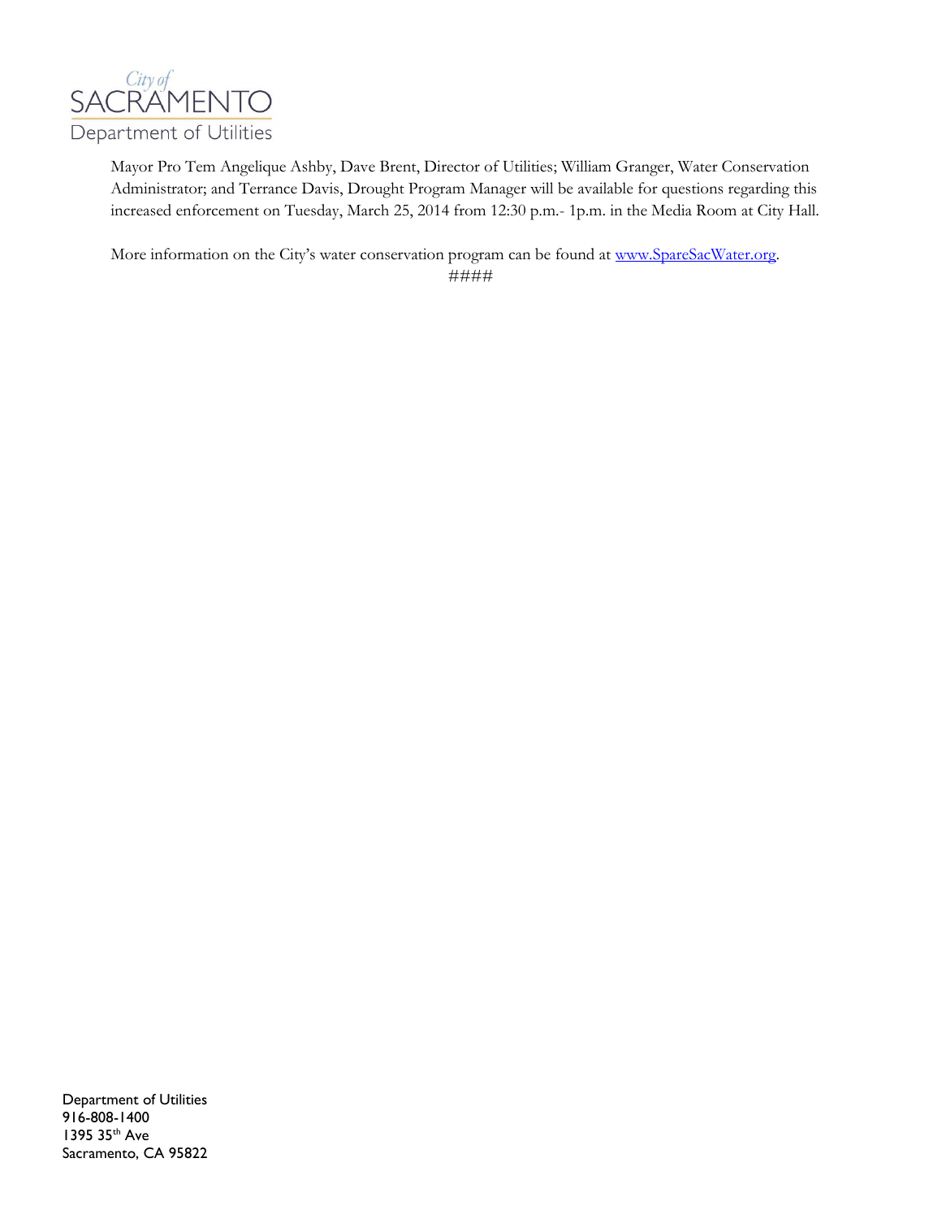City of
SACRAMENTO
Department of Utilities

Mayor Pro Tem Angelique Ashby, Dave Brent, Director of Utilities; William Granger, Water Conservation Administrator; and Terrance Davis, Drought Program Manager will be available for questions regarding this increased enforcement on Tuesday, March 25, 2014 from 12:30 p.m.- 1p.m. in the Media Room at City Hall.

More information on the City's water conservation program can be found at [www.SpareSacWater.org](http://www.SpareSacWater.org).

####

Department of Utilities
916-808-1400
1395 35th Ave
Sacramento, CA 95822